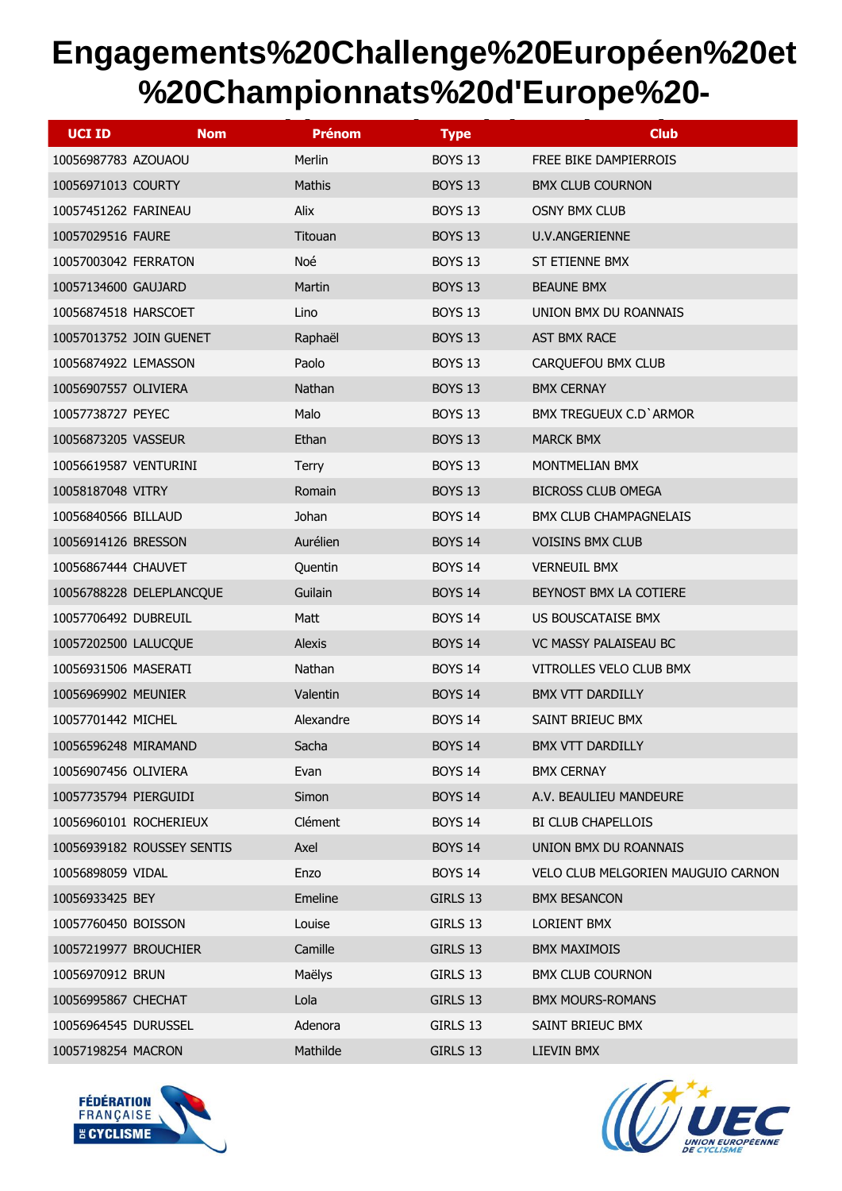# Engagements%20Challenge%20Européen%20et %20Championnats%20d'Europe%20-

| UCI ID | Nom | Prénom | Type | Club |
|---|---|---|---|---|
| 10056987783 | AZOUAOU | Merlin | BOYS 13 | FREE BIKE DAMPIERROIS |
| 10056971013 | COURTY | Mathis | BOYS 13 | BMX CLUB COURNON |
| 10057451262 | FARINEAU | Alix | BOYS 13 | OSNY BMX CLUB |
| 10057029516 | FAURE | Titouan | BOYS 13 | U.V.ANGERIENNE |
| 10057003042 | FERRATON | Noé | BOYS 13 | ST ETIENNE BMX |
| 10057134600 | GAUJARD | Martin | BOYS 13 | BEAUNE BMX |
| 10056874518 | HARSCOET | Lino | BOYS 13 | UNION BMX DU ROANNAIS |
| 10057013752 | JOIN GUENET | Raphaël | BOYS 13 | AST BMX RACE |
| 10056874922 | LEMASSON | Paolo | BOYS 13 | CARQUEFOU BMX CLUB |
| 10056907557 | OLIVIERA | Nathan | BOYS 13 | BMX CERNAY |
| 10057738727 | PEYEC | Malo | BOYS 13 | BMX TREGUEUX C.D`ARMOR |
| 10056873205 | VASSEUR | Ethan | BOYS 13 | MARCK BMX |
| 10056619587 | VENTURINI | Terry | BOYS 13 | MONTMELIAN BMX |
| 10058187048 | VITRY | Romain | BOYS 13 | BICROSS CLUB OMEGA |
| 10056840566 | BILLAUD | Johan | BOYS 14 | BMX CLUB CHAMPAGNELAIS |
| 10056914126 | BRESSON | Aurélien | BOYS 14 | VOISINS BMX CLUB |
| 10056867444 | CHAUVET | Quentin | BOYS 14 | VERNEUIL BMX |
| 10056788228 | DELEPLANCQUE | Guilain | BOYS 14 | BEYNOST BMX LA COTIERE |
| 10057706492 | DUBREUIL | Matt | BOYS 14 | US BOUSCATAISE BMX |
| 10057202500 | LALUCQUE | Alexis | BOYS 14 | VC MASSY PALAISEAU BC |
| 10056931506 | MASERATI | Nathan | BOYS 14 | VITROLLES VELO CLUB BMX |
| 10056969902 | MEUNIER | Valentin | BOYS 14 | BMX VTT DARDILLY |
| 10057701442 | MICHEL | Alexandre | BOYS 14 | SAINT BRIEUC BMX |
| 10056596248 | MIRAMAND | Sacha | BOYS 14 | BMX VTT DARDILLY |
| 10056907456 | OLIVIERA | Evan | BOYS 14 | BMX CERNAY |
| 10057735794 | PIERGUIDI | Simon | BOYS 14 | A.V. BEAULIEU MANDEURE |
| 10056960101 | ROCHERIEUX | Clément | BOYS 14 | BI CLUB CHAPELLOIS |
| 10056939182 | ROUSSEY SENTIS | Axel | BOYS 14 | UNION BMX DU ROANNAIS |
| 10056898059 | VIDAL | Enzo | BOYS 14 | VELO CLUB MELGORIEN MAUGUIO CARNON |
| 10056933425 | BEY | Emeline | GIRLS 13 | BMX BESANCON |
| 10057760450 | BOISSON | Louise | GIRLS 13 | LORIENT BMX |
| 10057219977 | BROUCHIER | Camille | GIRLS 13 | BMX MAXIMOIS |
| 10056970912 | BRUN | Maëlys | GIRLS 13 | BMX CLUB COURNON |
| 10056995867 | CHECHAT | Lola | GIRLS 13 | BMX MOURS-ROMANS |
| 10056964545 | DURUSSEL | Adenora | GIRLS 13 | SAINT BRIEUC BMX |
| 10057198254 | MACRON | Mathilde | GIRLS 13 | LIEVIN BMX |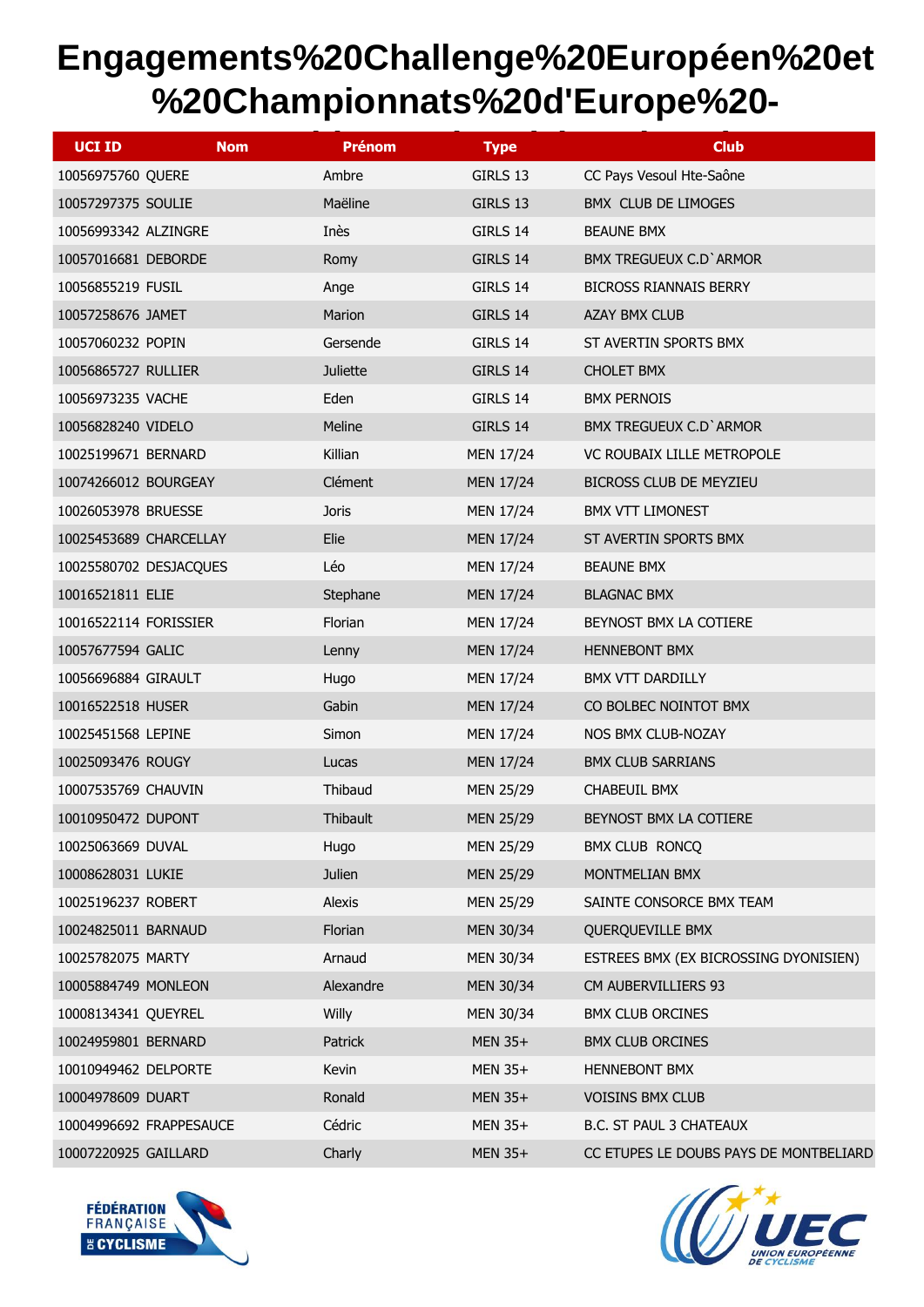# Engagements%20Challenge%20Européen%20et%20Championnats%20d'Europe%20-

| UCI ID | Nom | Prénom | Type | Club |
|---|---|---|---|---|
| 10056975760 | QUERE | Ambre | GIRLS 13 | CC Pays Vesoul Hte-Saône |
| 10057297375 | SOULIE | Maëline | GIRLS 13 | BMX CLUB DE LIMOGES |
| 10056993342 | ALZINGRE | Inès | GIRLS 14 | BEAUNE BMX |
| 10057016681 | DEBORDE | Romy | GIRLS 14 | BMX TREGUEUX C.D`ARMOR |
| 10056855219 | FUSIL | Ange | GIRLS 14 | BICROSS RIANNAIS BERRY |
| 10057258676 | JAMET | Marion | GIRLS 14 | AZAY BMX CLUB |
| 10057060232 | POPIN | Gersende | GIRLS 14 | ST AVERTIN SPORTS BMX |
| 10056865727 | RULLIER | Juliette | GIRLS 14 | CHOLET BMX |
| 10056973235 | VACHE | Eden | GIRLS 14 | BMX PERNOIS |
| 10056828240 | VIDELO | Meline | GIRLS 14 | BMX TREGUEUX C.D`ARMOR |
| 10025199671 | BERNARD | Killian | MEN 17/24 | VC ROUBAIX LILLE METROPOLE |
| 10074266012 | BOURGEAY | Clément | MEN 17/24 | BICROSS CLUB DE MEYZIEU |
| 10026053978 | BRUESSE | Joris | MEN 17/24 | BMX VTT LIMONEST |
| 10025453689 | CHARCELLAY | Elie | MEN 17/24 | ST AVERTIN SPORTS BMX |
| 10025580702 | DESJACQUES | Léo | MEN 17/24 | BEAUNE BMX |
| 10016521811 | ELIE | Stephane | MEN 17/24 | BLAGNAC BMX |
| 10016522114 | FORISSIER | Florian | MEN 17/24 | BEYNOST BMX LA COTIERE |
| 10057677594 | GALIC | Lenny | MEN 17/24 | HENNEBONT BMX |
| 10056696884 | GIRAULT | Hugo | MEN 17/24 | BMX VTT DARDILLY |
| 10016522518 | HUSER | Gabin | MEN 17/24 | CO BOLBEC NOINTOT BMX |
| 10025451568 | LEPINE | Simon | MEN 17/24 | NOS BMX CLUB-NOZAY |
| 10025093476 | ROUGY | Lucas | MEN 17/24 | BMX CLUB SARRIANS |
| 10007535769 | CHAUVIN | Thibaud | MEN 25/29 | CHABEUIL BMX |
| 10010950472 | DUPONT | Thibault | MEN 25/29 | BEYNOST BMX LA COTIERE |
| 10025063669 | DUVAL | Hugo | MEN 25/29 | BMX CLUB RONCQ |
| 10008628031 | LUKIE | Julien | MEN 25/29 | MONTMELIAN BMX |
| 10025196237 | ROBERT | Alexis | MEN 25/29 | SAINTE CONSORCE BMX TEAM |
| 10024825011 | BARNAUD | Florian | MEN 30/34 | QUERQUEVILLE BMX |
| 10025782075 | MARTY | Arnaud | MEN 30/34 | ESTREES BMX (EX BICROSSING DYONISIEN) |
| 10005884749 | MONLEON | Alexandre | MEN 30/34 | CM AUBERVILLIERS 93 |
| 10008134341 | QUEYREL | Willy | MEN 30/34 | BMX CLUB ORCINES |
| 10024959801 | BERNARD | Patrick | MEN 35+ | BMX CLUB ORCINES |
| 10010949462 | DELPORTE | Kevin | MEN 35+ | HENNEBONT BMX |
| 10004978609 | DUART | Ronald | MEN 35+ | VOISINS BMX CLUB |
| 10004996692 | FRAPPESAUCE | Cédric | MEN 35+ | B.C. ST PAUL 3 CHATEAUX |
| 10007220925 | GAILLARD | Charly | MEN 35+ | CC ETUPES LE DOUBS PAYS DE MONTBELIARD |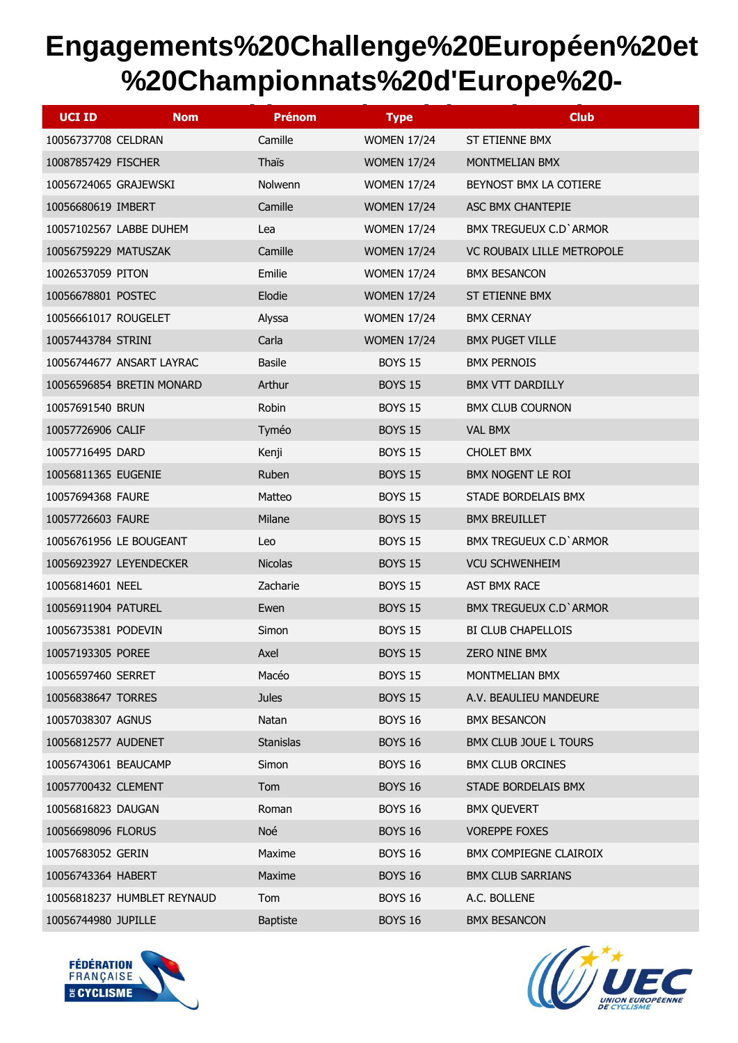# Engagements%20Challenge%20Européen%20et%20Championnats%20d'Europe%20-

| UCI ID | Nom | Prénom | Type | Club |
|---|---|---|---|---|
| 10056737708 | CELDRAN | Camille | WOMEN 17/24 | ST ETIENNE BMX |
| 10087857429 | FISCHER | Thaïs | WOMEN 17/24 | MONTMELIAN BMX |
| 10056724065 | GRAJEWSKI | Nolwenn | WOMEN 17/24 | BEYNOST BMX LA COTIERE |
| 10056680619 | IMBERT | Camille | WOMEN 17/24 | ASC BMX CHANTEPIE |
| 10057102567 | LABBE DUHEM | Lea | WOMEN 17/24 | BMX TREGUEUX C.D`ARMOR |
| 10056759229 | MATUSZAK | Camille | WOMEN 17/24 | VC ROUBAIX LILLE METROPOLE |
| 10026537059 | PITON | Emilie | WOMEN 17/24 | BMX BESANCON |
| 10056678801 | POSTEC | Elodie | WOMEN 17/24 | ST ETIENNE BMX |
| 10056661017 | ROUGELET | Alyssa | WOMEN 17/24 | BMX CERNAY |
| 10057443784 | STRINI | Carla | WOMEN 17/24 | BMX PUGET VILLE |
| 10056744677 | ANSART LAYRAC | Basile | BOYS 15 | BMX PERNOIS |
| 10056596854 | BRETIN MONARD | Arthur | BOYS 15 | BMX VTT DARDILLY |
| 10057691540 | BRUN | Robin | BOYS 15 | BMX CLUB COURNON |
| 10057726906 | CALIF | Tyméo | BOYS 15 | VAL BMX |
| 10057716495 | DARD | Kenji | BOYS 15 | CHOLET BMX |
| 10056811365 | EUGENIE | Ruben | BOYS 15 | BMX NOGENT LE ROI |
| 10057694368 | FAURE | Matteo | BOYS 15 | STADE BORDELAIS BMX |
| 10057726603 | FAURE | Milane | BOYS 15 | BMX BREUILLET |
| 10056761956 | LE BOUGEANT | Leo | BOYS 15 | BMX TREGUEUX C.D`ARMOR |
| 10056923927 | LEYENDECKER | Nicolas | BOYS 15 | VCU SCHWENHEIM |
| 10056814601 | NEEL | Zacharie | BOYS 15 | AST BMX RACE |
| 10056911904 | PATUREL | Ewen | BOYS 15 | BMX TREGUEUX C.D`ARMOR |
| 10056735381 | PODEVIN | Simon | BOYS 15 | BI CLUB CHAPELLOIS |
| 10057193305 | POREE | Axel | BOYS 15 | ZERO NINE BMX |
| 10056597460 | SERRET | Macéo | BOYS 15 | MONTMELIAN BMX |
| 10056838647 | TORRES | Jules | BOYS 15 | A.V. BEAULIEU MANDEURE |
| 10057038307 | AGNUS | Natan | BOYS 16 | BMX BESANCON |
| 10056812577 | AUDENET | Stanislas | BOYS 16 | BMX CLUB JOUE L TOURS |
| 10056743061 | BEAUCAMP | Simon | BOYS 16 | BMX CLUB ORCINES |
| 10057700432 | CLEMENT | Tom | BOYS 16 | STADE BORDELAIS BMX |
| 10056816823 | DAUGAN | Roman | BOYS 16 | BMX QUEVERT |
| 10056698096 | FLORUS | Noé | BOYS 16 | VOREPPE FOXES |
| 10057683052 | GERIN | Maxime | BOYS 16 | BMX COMPIEGNE CLAIROIX |
| 10056743364 | HABERT | Maxime | BOYS 16 | BMX CLUB SARRIANS |
| 10056818237 | HUMBLET REYNAUD | Tom | BOYS 16 | A.C. BOLLENE |
| 10056744980 | JUPILLE | Baptiste | BOYS 16 | BMX BESANCON |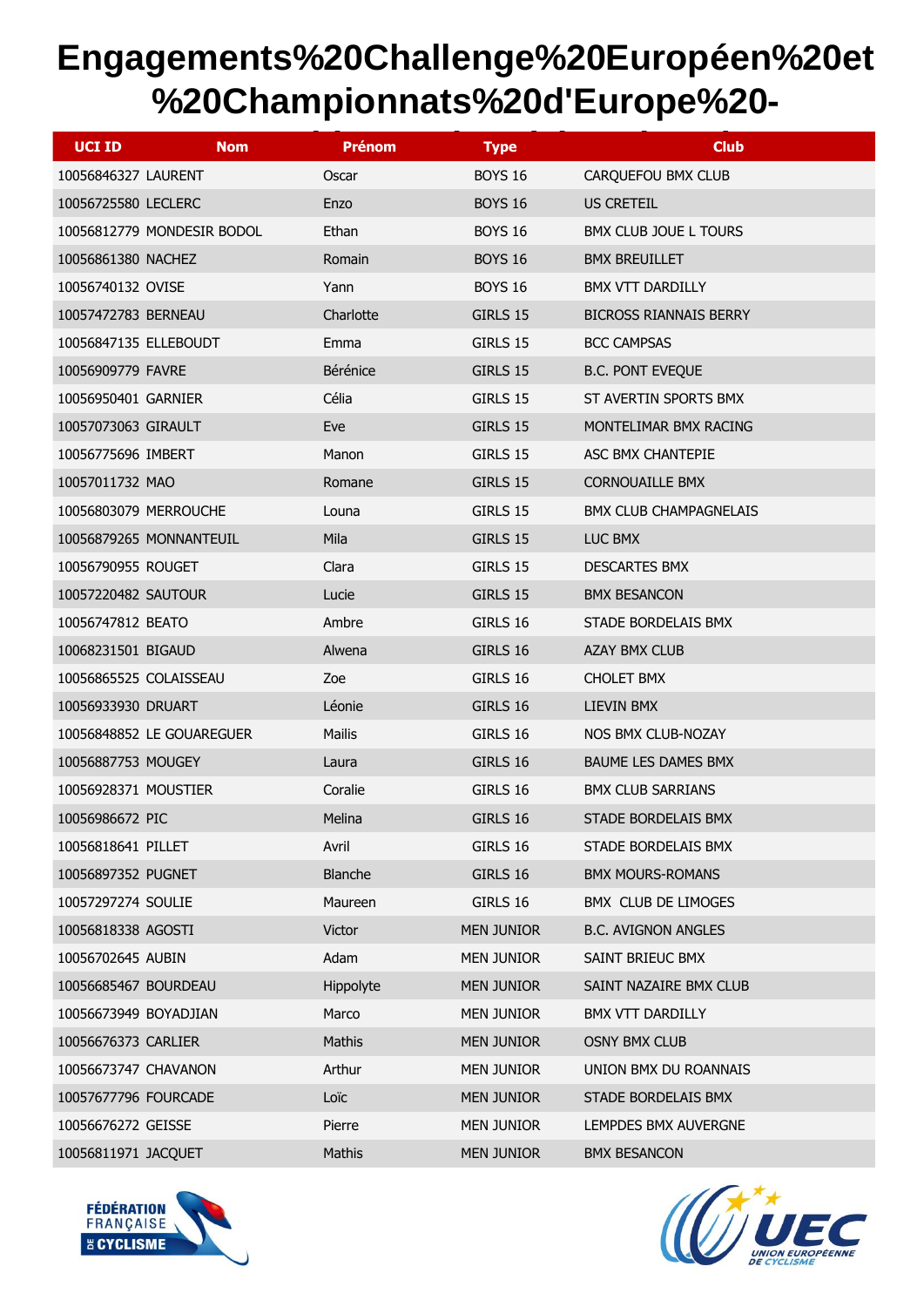# Engagements%20Challenge%20Européen%20et%20Championnats%20d'Europe%20-

| UCI ID | Nom | Prénom | Type | Club |
|---|---|---|---|---|
| 10056846327 | LAURENT | Oscar | BOYS 16 | CARQUEFOU BMX CLUB |
| 10056725580 | LECLERC | Enzo | BOYS 16 | US CRETEIL |
| 10056812779 | MONDESIR BODOL | Ethan | BOYS 16 | BMX CLUB JOUE L TOURS |
| 10056861380 | NACHEZ | Romain | BOYS 16 | BMX BREUILLET |
| 10056740132 | OVISE | Yann | BOYS 16 | BMX VTT DARDILLY |
| 10057472783 | BERNEAU | Charlotte | GIRLS 15 | BICROSS RIANNAIS BERRY |
| 10056847135 | ELLEBOUDT | Emma | GIRLS 15 | BCC CAMPSAS |
| 10056909779 | FAVRE | Bérénice | GIRLS 15 | B.C. PONT EVEQUE |
| 10056950401 | GARNIER | Célia | GIRLS 15 | ST AVERTIN SPORTS BMX |
| 10057073063 | GIRAULT | Eve | GIRLS 15 | MONTELIMAR BMX RACING |
| 10056775696 | IMBERT | Manon | GIRLS 15 | ASC BMX CHANTEPIE |
| 10057011732 | MAO | Romane | GIRLS 15 | CORNOUAILLE BMX |
| 10056803079 | MERROUCHE | Louna | GIRLS 15 | BMX CLUB CHAMPAGNELAIS |
| 10056879265 | MONNANTEUIL | Mila | GIRLS 15 | LUC BMX |
| 10056790955 | ROUGET | Clara | GIRLS 15 | DESCARTES BMX |
| 10057220482 | SAUTOUR | Lucie | GIRLS 15 | BMX BESANCON |
| 10056747812 | BEATO | Ambre | GIRLS 16 | STADE BORDELAIS BMX |
| 10068231501 | BIGAUD | Alwena | GIRLS 16 | AZAY BMX CLUB |
| 10056865525 | COLAISSEAU | Zoe | GIRLS 16 | CHOLET BMX |
| 10056933930 | DRUART | Léonie | GIRLS 16 | LIEVIN BMX |
| 10056848852 | LE GOUAREGUER | Mailis | GIRLS 16 | NOS BMX CLUB-NOZAY |
| 10056887753 | MOUGEY | Laura | GIRLS 16 | BAUME LES DAMES BMX |
| 10056928371 | MOUSTIER | Coralie | GIRLS 16 | BMX CLUB SARRIANS |
| 10056986672 | PIC | Melina | GIRLS 16 | STADE BORDELAIS BMX |
| 10056818641 | PILLET | Avril | GIRLS 16 | STADE BORDELAIS BMX |
| 10056897352 | PUGNET | Blanche | GIRLS 16 | BMX MOURS-ROMANS |
| 10057297274 | SOULIE | Maureen | GIRLS 16 | BMX CLUB DE LIMOGES |
| 10056818338 | AGOSTI | Victor | MEN JUNIOR | B.C. AVIGNON ANGLES |
| 10056702645 | AUBIN | Adam | MEN JUNIOR | SAINT BRIEUC BMX |
| 10056685467 | BOURDEAU | Hippolyte | MEN JUNIOR | SAINT NAZAIRE BMX CLUB |
| 10056673949 | BOYADJIAN | Marco | MEN JUNIOR | BMX VTT DARDILLY |
| 10056676373 | CARLIER | Mathis | MEN JUNIOR | OSNY BMX CLUB |
| 10056673747 | CHAVANON | Arthur | MEN JUNIOR | UNION BMX DU ROANNAIS |
| 10057677796 | FOURCADE | Loïc | MEN JUNIOR | STADE BORDELAIS BMX |
| 10056676272 | GEISSE | Pierre | MEN JUNIOR | LEMPDES BMX AUVERGNE |
| 10056811971 | JACQUET | Mathis | MEN JUNIOR | BMX BESANCON |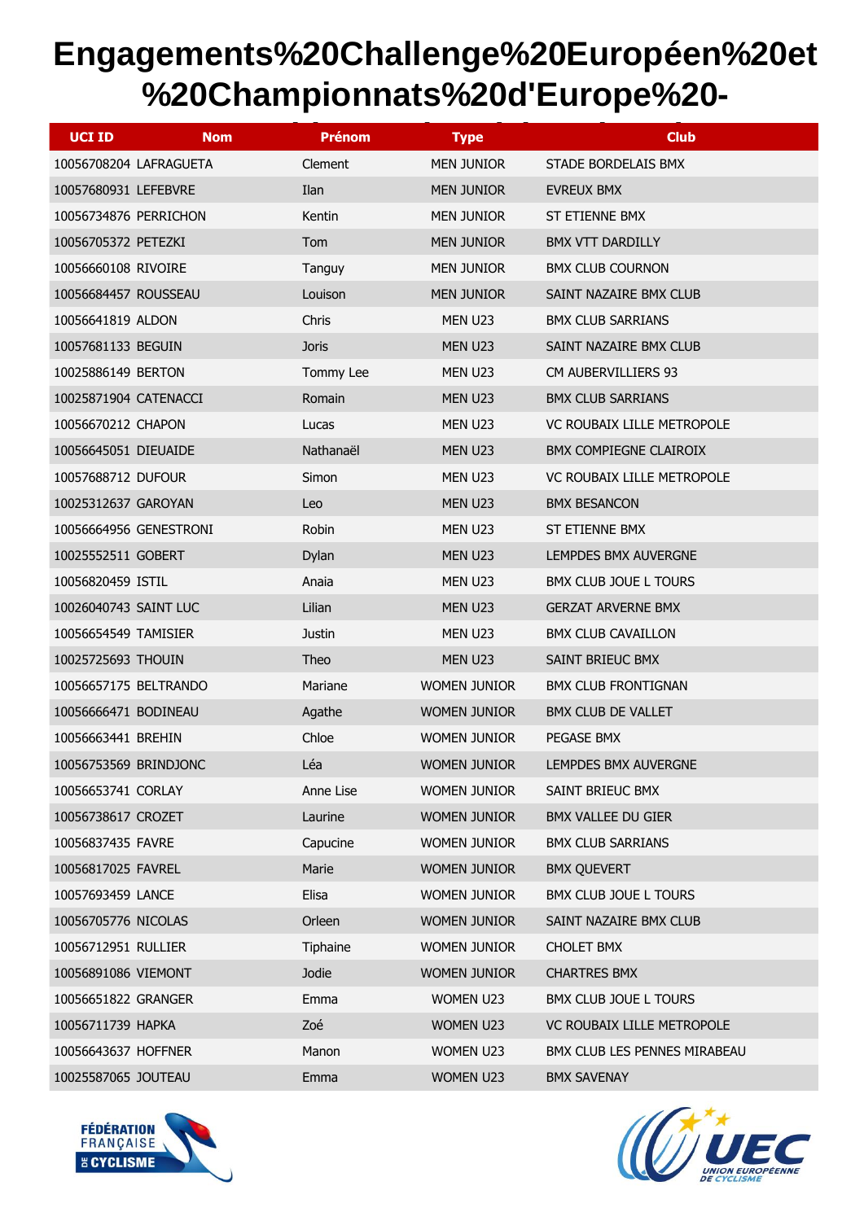# Engagements%20Challenge%20Européen%20et%20Championnats%20d'Europe%20-

| UCI ID | Nom | Prénom | Type | Club |
|---|---|---|---|---|
| 10056708204 | LAFRAGUETA | Clement | MEN JUNIOR | STADE BORDELAIS BMX |
| 10057680931 | LEFEBVRE | Ilan | MEN JUNIOR | EVREUX BMX |
| 10056734876 | PERRICHON | Kentin | MEN JUNIOR | ST ETIENNE BMX |
| 10056705372 | PETEZKI | Tom | MEN JUNIOR | BMX VTT DARDILLY |
| 10056660108 | RIVOIRE | Tanguy | MEN JUNIOR | BMX CLUB COURNON |
| 10056684457 | ROUSSEAU | Louison | MEN JUNIOR | SAINT NAZAIRE BMX CLUB |
| 10056641819 | ALDON | Chris | MEN U23 | BMX CLUB SARRIANS |
| 10057681133 | BEGUIN | Joris | MEN U23 | SAINT NAZAIRE BMX CLUB |
| 10025886149 | BERTON | Tommy Lee | MEN U23 | CM AUBERVILLIERS 93 |
| 10025871904 | CATENACCI | Romain | MEN U23 | BMX CLUB SARRIANS |
| 10056670212 | CHAPON | Lucas | MEN U23 | VC ROUBAIX LILLE METROPOLE |
| 10056645051 | DIEUAIDE | Nathanaël | MEN U23 | BMX COMPIEGNE CLAIROIX |
| 10057688712 | DUFOUR | Simon | MEN U23 | VC ROUBAIX LILLE METROPOLE |
| 10025312637 | GAROYAN | Leo | MEN U23 | BMX BESANCON |
| 10056664956 | GENESTRONI | Robin | MEN U23 | ST ETIENNE BMX |
| 10025552511 | GOBERT | Dylan | MEN U23 | LEMPDES BMX AUVERGNE |
| 10056820459 | ISTIL | Anaia | MEN U23 | BMX CLUB JOUE L TOURS |
| 10026040743 | SAINT LUC | Lilian | MEN U23 | GERZAT ARVERNE BMX |
| 10056654549 | TAMISIER | Justin | MEN U23 | BMX CLUB CAVAILLON |
| 10025725693 | THOUIN | Theo | MEN U23 | SAINT BRIEUC BMX |
| 10056657175 | BELTRANDO | Mariane | WOMEN JUNIOR | BMX CLUB FRONTIGNAN |
| 10056666471 | BODINEAU | Agathe | WOMEN JUNIOR | BMX CLUB DE VALLET |
| 10056663441 | BREHIN | Chloe | WOMEN JUNIOR | PEGASE BMX |
| 10056753569 | BRINDJONC | Léa | WOMEN JUNIOR | LEMPDES BMX AUVERGNE |
| 10056653741 | CORLAY | Anne Lise | WOMEN JUNIOR | SAINT BRIEUC BMX |
| 10056738617 | CROZET | Laurine | WOMEN JUNIOR | BMX VALLEE DU GIER |
| 10056837435 | FAVRE | Capucine | WOMEN JUNIOR | BMX CLUB SARRIANS |
| 10056817025 | FAVREL | Marie | WOMEN JUNIOR | BMX QUEVERT |
| 10057693459 | LANCE | Elisa | WOMEN JUNIOR | BMX CLUB JOUE L TOURS |
| 10056705776 | NICOLAS | Orleen | WOMEN JUNIOR | SAINT NAZAIRE BMX CLUB |
| 10056712951 | RULLIER | Tiphaine | WOMEN JUNIOR | CHOLET BMX |
| 10056891086 | VIEMONT | Jodie | WOMEN JUNIOR | CHARTRES BMX |
| 10056651822 | GRANGER | Emma | WOMEN U23 | BMX CLUB JOUE L TOURS |
| 10056711739 | HAPKA | Zoé | WOMEN U23 | VC ROUBAIX LILLE METROPOLE |
| 10056643637 | HOFFNER | Manon | WOMEN U23 | BMX CLUB LES PENNES MIRABEAU |
| 10025587065 | JOUTEAU | Emma | WOMEN U23 | BMX SAVENAY |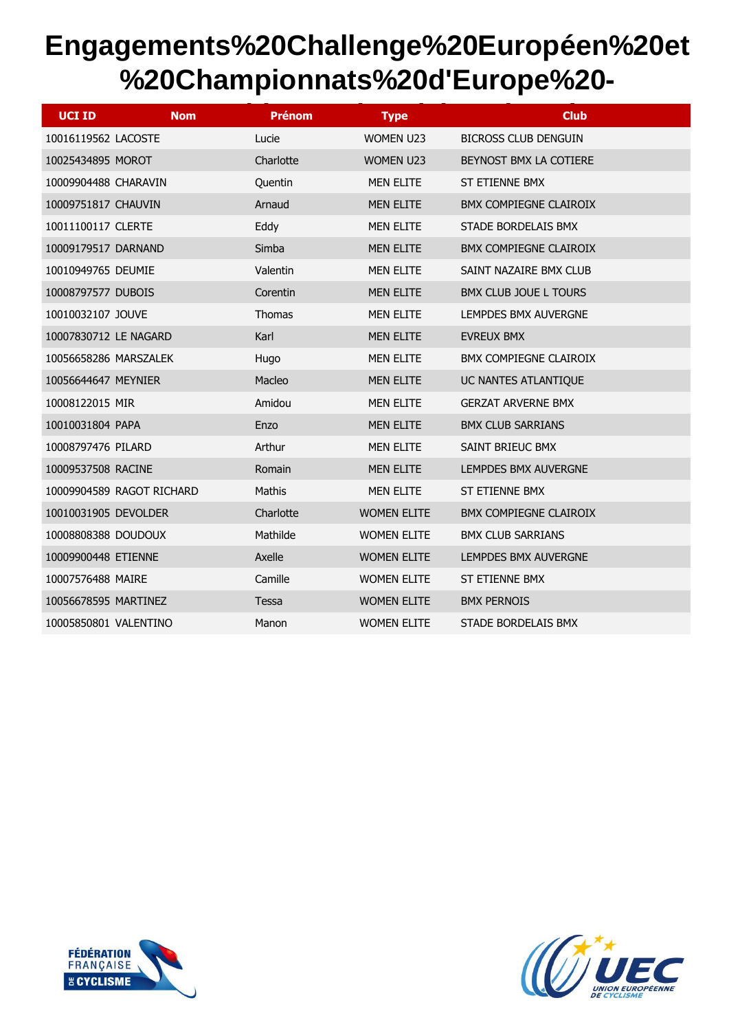# Engagements%20Challenge%20Européen%20et%20Championnats%20d'Europe%20-

| UCI ID | Nom | Prénom | Type | Club |
|---|---|---|---|---|
| 10016119562 | LACOSTE | Lucie | WOMEN U23 | BICROSS CLUB DENGUIN |
| 10025434895 | MOROT | Charlotte | WOMEN U23 | BEYNOST BMX LA COTIERE |
| 10009904488 | CHARAVIN | Quentin | MEN ELITE | ST ETIENNE BMX |
| 10009751817 | CHAUVIN | Arnaud | MEN ELITE | BMX COMPIEGNE CLAIROIX |
| 10011100117 | CLERTE | Eddy | MEN ELITE | STADE BORDELAIS BMX |
| 10009179517 | DARNAND | Simba | MEN ELITE | BMX COMPIEGNE CLAIROIX |
| 10010949765 | DEUMIE | Valentin | MEN ELITE | SAINT NAZAIRE BMX CLUB |
| 10008797577 | DUBOIS | Corentin | MEN ELITE | BMX CLUB JOUE L TOURS |
| 10010032107 | JOUVE | Thomas | MEN ELITE | LEMPDES BMX AUVERGNE |
| 10007830712 | LE NAGARD | Karl | MEN ELITE | EVREUX BMX |
| 10056658286 | MARSZALEK | Hugo | MEN ELITE | BMX COMPIEGNE CLAIROIX |
| 10056644647 | MEYNIER | Macleo | MEN ELITE | UC NANTES ATLANTIQUE |
| 10008122015 | MIR | Amidou | MEN ELITE | GERZAT ARVERNE BMX |
| 10010031804 | PAPA | Enzo | MEN ELITE | BMX CLUB SARRIANS |
| 10008797476 | PILARD | Arthur | MEN ELITE | SAINT BRIEUC BMX |
| 10009537508 | RACINE | Romain | MEN ELITE | LEMPDES BMX AUVERGNE |
| 10009904589 | RAGOT RICHARD | Mathis | MEN ELITE | ST ETIENNE BMX |
| 10010031905 | DEVOLDER | Charlotte | WOMEN ELITE | BMX COMPIEGNE CLAIROIX |
| 10008808388 | DOUDOUX | Mathilde | WOMEN ELITE | BMX CLUB SARRIANS |
| 10009900448 | ETIENNE | Axelle | WOMEN ELITE | LEMPDES BMX AUVERGNE |
| 10007576488 | MAIRE | Camille | WOMEN ELITE | ST ETIENNE BMX |
| 10056678595 | MARTINEZ | Tessa | WOMEN ELITE | BMX PERNOIS |
| 10005850801 | VALENTINO | Manon | WOMEN ELITE | STADE BORDELAIS BMX |

FÉDÉRATION FRANÇAISE DE CYCLISME

UEC UNION EUROPÉENNE DE CYCLISME